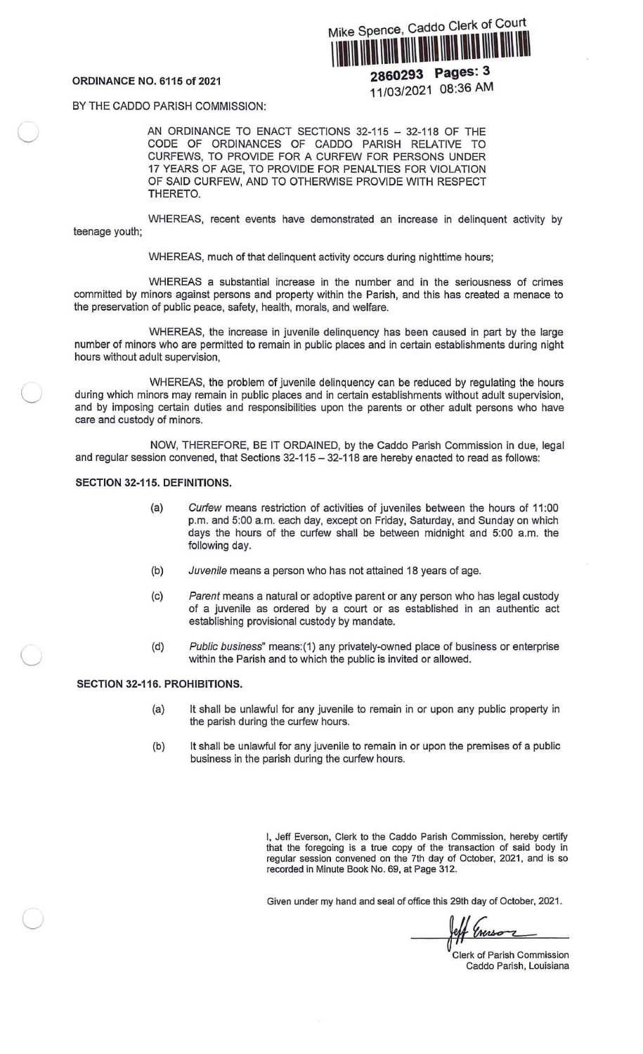Mike Spence, Caddo Clerk of Court

2860293 Pages: 3
11/03/2021 08:36 AM

**ORDINANCE NO. 6115 of 2021**

BY THE CADDO PARISH COMMISSION:

AN ORDINANCE TO ENACT SECTIONS 32-115 – 32-118 OF THE CODE OF ORDINANCES OF CADDO PARISH RELATIVE TO CURFEWS, TO PROVIDE FOR A CURFEW FOR PERSONS UNDER 17 YEARS OF AGE, TO PROVIDE FOR PENALTIES FOR VIOLATION OF SAID CURFEW, AND TO OTHERWISE PROVIDE WITH RESPECT THERETO.

WHEREAS, recent events have demonstrated an increase in delinquent activity by teenage youth;

WHEREAS, much of that delinquent activity occurs during nighttime hours;

WHEREAS a substantial increase in the number and in the seriousness of crimes committed by minors against persons and property within the Parish, and this has created a menace to the preservation of public peace, safety, health, morals, and welfare.

WHEREAS, the increase in juvenile delinquency has been caused in part by the large number of minors who are permitted to remain in public places and in certain establishments during night hours without adult supervision,

WHEREAS, the problem of juvenile delinquency can be reduced by regulating the hours during which minors may remain in public places and in certain establishments without adult supervision, and by imposing certain duties and responsibilities upon the parents or other adult persons who have care and custody of minors.

NOW, THEREFORE, BE IT ORDAINED, by the Caddo Parish Commission in due, legal and regular session convened, that Sections 32-115 – 32-118 are hereby enacted to read as follows:

**SECTION 32-115. DEFINITIONS.**

(a) *Curfew* means restriction of activities of juveniles between the hours of 11:00 p.m. and 5:00 a.m. each day, except on Friday, Saturday, and Sunday on which days the hours of the curfew shall be between midnight and 5:00 a.m. the following day.

(b) *Juvenile* means a person who has not attained 18 years of age.

(c) *Parent* means a natural or adoptive parent or any person who has legal custody of a juvenile as ordered by a court or as established in an authentic act establishing provisional custody by mandate.

(d) *Public business*" means:(1) any privately-owned place of business or enterprise within the Parish and to which the public is invited or allowed.

**SECTION 32-116. PROHIBITIONS.**

(a) It shall be unlawful for any juvenile to remain in or upon any public property in the parish during the curfew hours.

(b) It shall be unlawful for any juvenile to remain in or upon the premises of a public business in the parish during the curfew hours.

I, Jeff Everson, Clerk to the Caddo Parish Commission, hereby certify that the foregoing is a true copy of the transaction of said body in regular session convened on the 7th day of October, 2021, and is so recorded in Minute Book No. 69, at Page 312.

Given under my hand and seal of office this 29th day of October, 2021.

Jeff Everson

Clerk of Parish Commission
Caddo Parish, Louisiana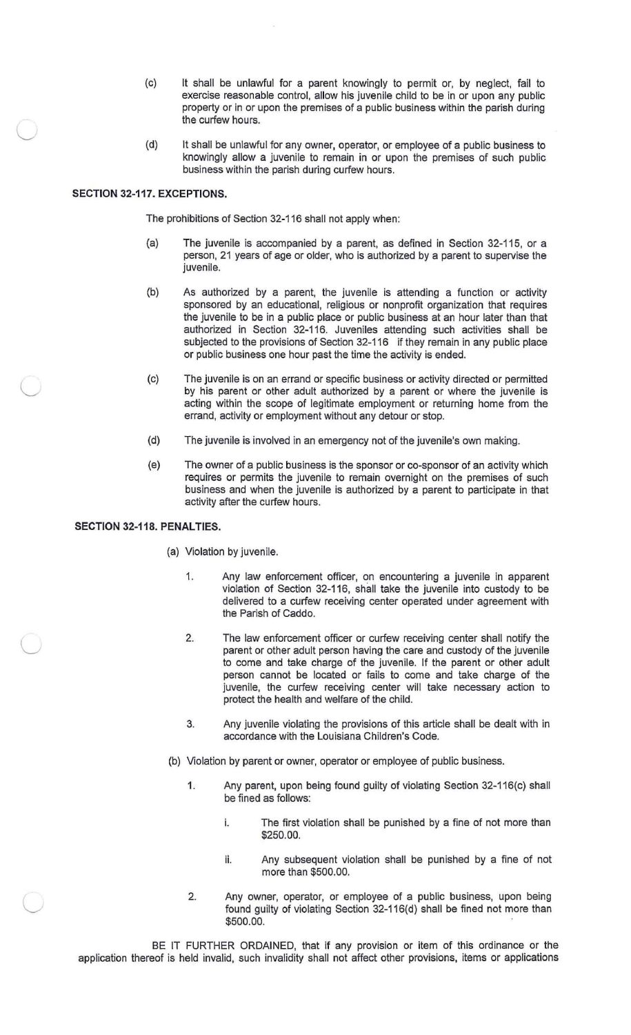(c) It shall be unlawful for a parent knowingly to permit or, by neglect, fail to exercise reasonable control, allow his juvenile child to be in or upon any public property or in or upon the premises of a public business within the parish during the curfew hours.

(d) It shall be unlawful for any owner, operator, or employee of a public business to knowingly allow a juvenile to remain in or upon the premises of such public business within the parish during curfew hours.

**SECTION 32-117. EXCEPTIONS.**

The prohibitions of Section 32-116 shall not apply when:

(a) The juvenile is accompanied by a parent, as defined in Section 32-115, or a person, 21 years of age or older, who is authorized by a parent to supervise the juvenile.

(b) As authorized by a parent, the juvenile is attending a function or activity sponsored by an educational, religious or nonprofit organization that requires the juvenile to be in a public place or public business at an hour later than that authorized in Section 32-116. Juveniles attending such activities shall be subjected to the provisions of Section 32-116 if they remain in any public place or public business one hour past the time the activity is ended.

(c) The juvenile is on an errand or specific business or activity directed or permitted by his parent or other adult authorized by a parent or where the juvenile is acting within the scope of legitimate employment or returning home from the errand, activity or employment without any detour or stop.

(d) The juvenile is involved in an emergency not of the juvenile's own making.

(e) The owner of a public business is the sponsor or co-sponsor of an activity which requires or permits the juvenile to remain overnight on the premises of such business and when the juvenile is authorized by a parent to participate in that activity after the curfew hours.

**SECTION 32-118. PENALTIES.**

(a) Violation by juvenile.

1. Any law enforcement officer, on encountering a juvenile in apparent violation of Section 32-116, shall take the juvenile into custody to be delivered to a curfew receiving center operated under agreement with the Parish of Caddo.

2. The law enforcement officer or curfew receiving center shall notify the parent or other adult person having the care and custody of the juvenile to come and take charge of the juvenile. If the parent or other adult person cannot be located or fails to come and take charge of the juvenile, the curfew receiving center will take necessary action to protect the health and welfare of the child.

3. Any juvenile violating the provisions of this article shall be dealt with in accordance with the Louisiana Children's Code.

(b) Violation by parent or owner, operator or employee of public business.

1. Any parent, upon being found guilty of violating Section 32-116(c) shall be fined as follows:

   i. The first violation shall be punished by a fine of not more than $250.00.

   ii. Any subsequent violation shall be punished by a fine of not more than $500.00.

2. Any owner, operator, or employee of a public business, upon being found guilty of violating Section 32-116(d) shall be fined not more than $500.00.

BE IT FURTHER ORDAINED, that if any provision or item of this ordinance or the application thereof is held invalid, such invalidity shall not affect other provisions, items or applications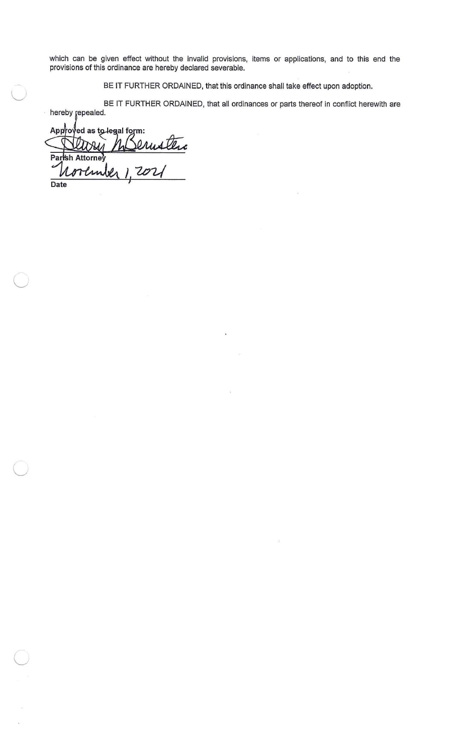which can be given effect without the invalid provisions, items or applications, and to this end the provisions of this ordinance are hereby declared severable.

BE IT FURTHER ORDAINED, that this ordinance shall take effect upon adoption.

BE IT FURTHER ORDAINED, that all ordinances or parts thereof in conflict herewith are hereby repealed.

**Approved as to legal form:**

Sherry M. Bernstein

**Parish Attorney**

November 1, 2021

**Date**